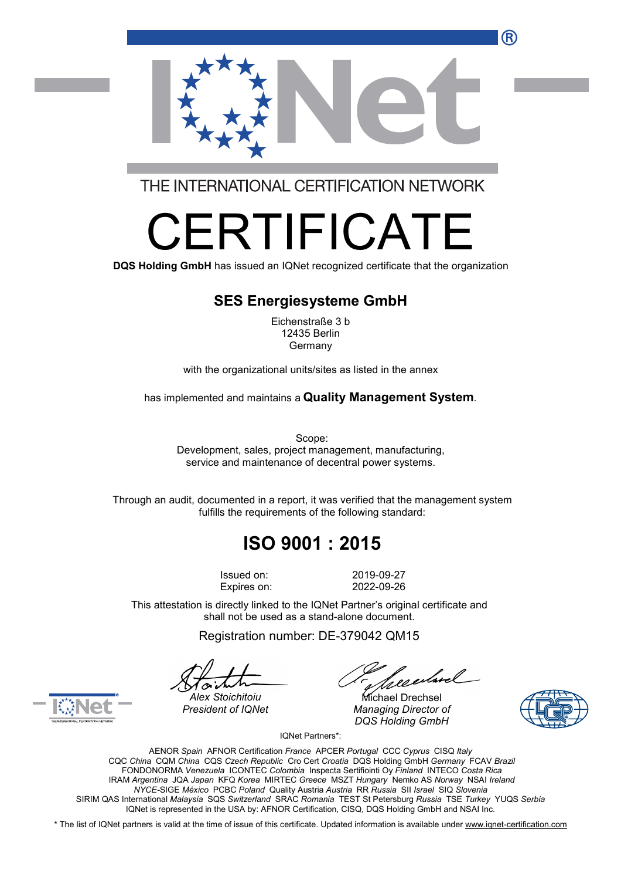THE INTERNATIONAL CERTIFICATION NETWORK

# CERTIFICATE

**DQS Holding GmbH** has issued an IQNet recognized certificate that the organization

## SES Energiesysteme GmbH

Eichenstraße 3 b
12435 Berlin
Germany

with the organizational units/sites as listed in the annex

has implemented and maintains a **Quality Management System**.

Scope:
Development, sales, project management, manufacturing, service and maintenance of decentral power systems.

Through an audit, documented in a report, it was verified that the management system fulfills the requirements of the following standard:

## ISO 9001 : 2015

Issued on: 2019-09-27
Expires on: 2022-09-26

This attestation is directly linked to the IQNet Partner's original certificate and shall not be used as a stand-alone document.

Registration number: DE-379042 QM15

Alex Stoichitoiu
*President of IQNet*

Michael Drechsel
*Managing Director of DQS Holding GmbH*

IQNet Partners*:

AENOR *Spain* AFNOR Certification *France* APCER *Portugal* CCC *Cyprus* CISQ *Italy*
CQC *China* CQM *China* CQS *Czech Republic* Cro Cert *Croatia* DQS Holding GmbH *Germany* FCAV *Brazil*
FONDONORMA *Venezuela* ICONTEC *Colombia* Inspecta Sertifiointi Oy *Finland* INTECO *Costa Rica*
IRAM *Argentina* JQA *Japan* KFQ *Korea* MIRTEC *Greece* MSZT *Hungary* Nemko AS *Norway* NSAI *Ireland*
*NYCE*-SIGE *México* PCBC *Poland* Quality Austria *Austria* RR *Russia* SII *Israel* SIQ *Slovenia*
SIRIM QAS International *Malaysia* SQS *Switzerland* SRAC *Romania* TEST St Petersburg *Russia* TSE *Turkey* YUQS *Serbia*
IQNet is represented in the USA by: AFNOR Certification, CISQ, DQS Holding GmbH and NSAI Inc.

\* The list of IQNet partners is valid at the time of issue of this certificate. Updated information is available under www.iqnet-certification.com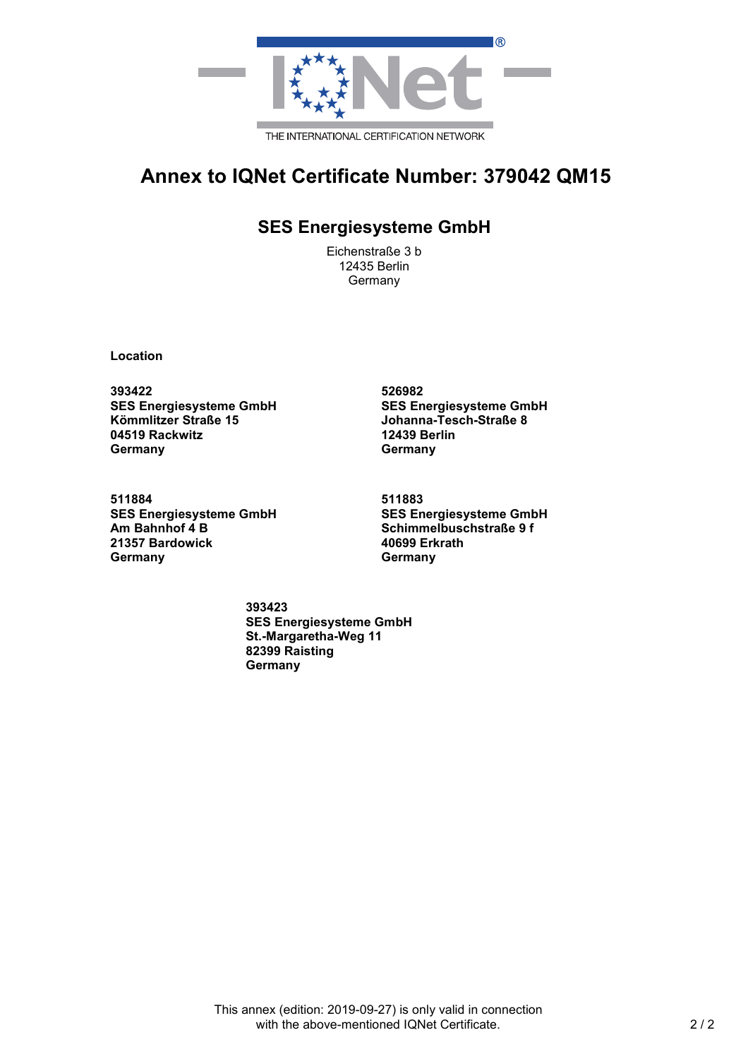THE INTERNATIONAL CERTIFICATION NETWORK

# Annex to IQNet Certificate Number: 379042 QM15

## SES Energiesysteme GmbH

Eichenstraße 3 b
12435 Berlin
Germany

**Location**

**393422**
**SES Energiesysteme GmbH**
**Kömmlitzer Straße 15**
**04519 Rackwitz**
**Germany**

**526982**
**SES Energiesysteme GmbH**
**Johanna-Tesch-Straße 8**
**12439 Berlin**
**Germany**

**511884**
**SES Energiesysteme GmbH**
**Am Bahnhof 4 B**
**21357 Bardowick**
**Germany**

**511883**
**SES Energiesysteme GmbH**
**Schimmelbuschstraße 9 f**
**40699 Erkrath**
**Germany**

**393423**
**SES Energiesysteme GmbH**
**St.-Margaretha-Weg 11**
**82399 Raisting**
**Germany**

This annex (edition: 2019-09-27) is only valid in connection with the above-mentioned IQNet Certificate.